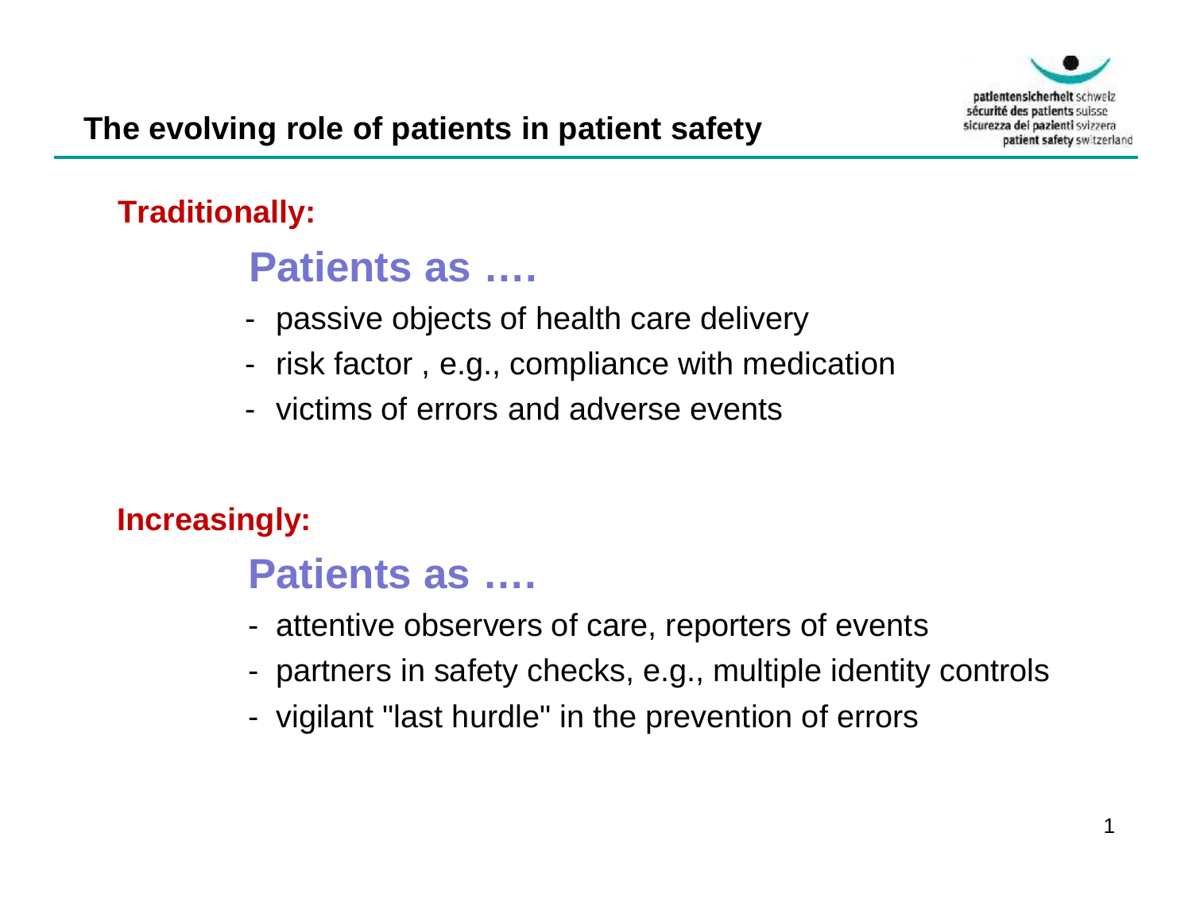# The evolving role of patients in patient safety

**Traditionally:**

## Patients as ….

- passive objects of health care delivery
- risk factor , e.g., compliance with medication
- victims of errors and adverse events

**Increasingly:**

## Patients as ….

- attentive observers of care, reporters of events
- partners in safety checks, e.g., multiple identity controls
- vigilant "last hurdle" in the prevention of errors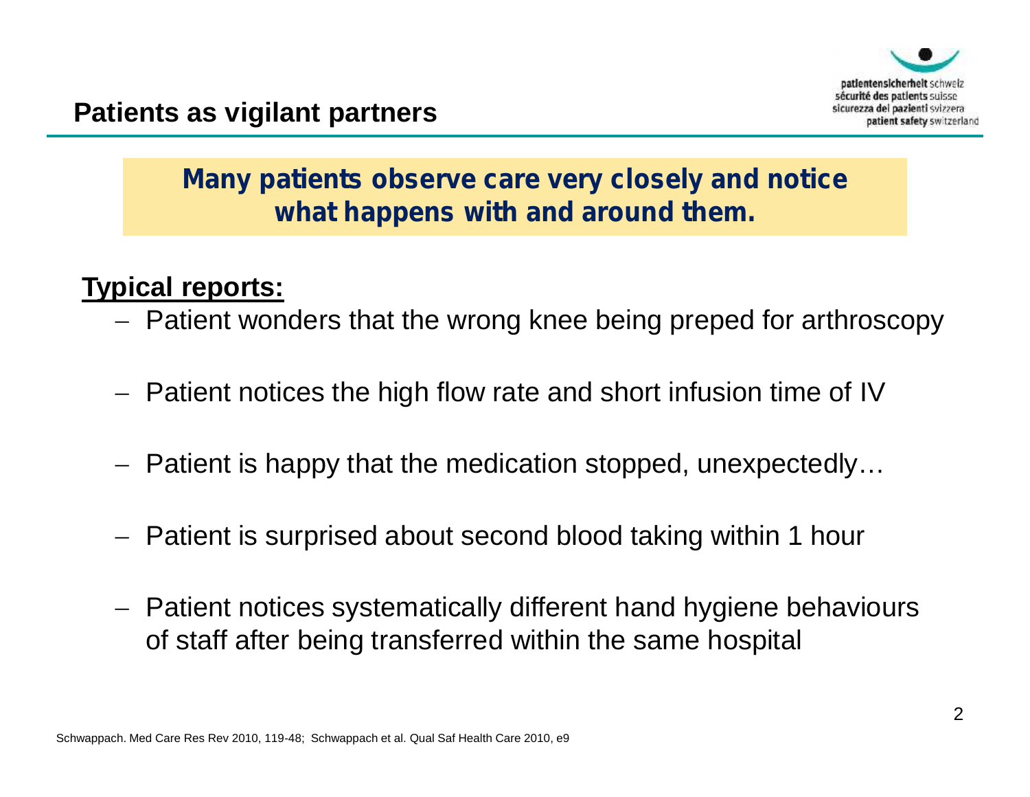## Patients as vigilant partners

**Many patients observe care very closely and notice what happens with and around them.**

**Typical reports:**

- Patient wonders that the wrong knee being preped for arthroscopy
- Patient notices the high flow rate and short infusion time of IV
- Patient is happy that the medication stopped, unexpectedly…
- Patient is surprised about second blood taking within 1 hour
- Patient notices systematically different hand hygiene behaviours of staff after being transferred within the same hospital

Schwappach. Med Care Res Rev 2010, 119-48; Schwappach et al. Qual Saf Health Care 2010, e9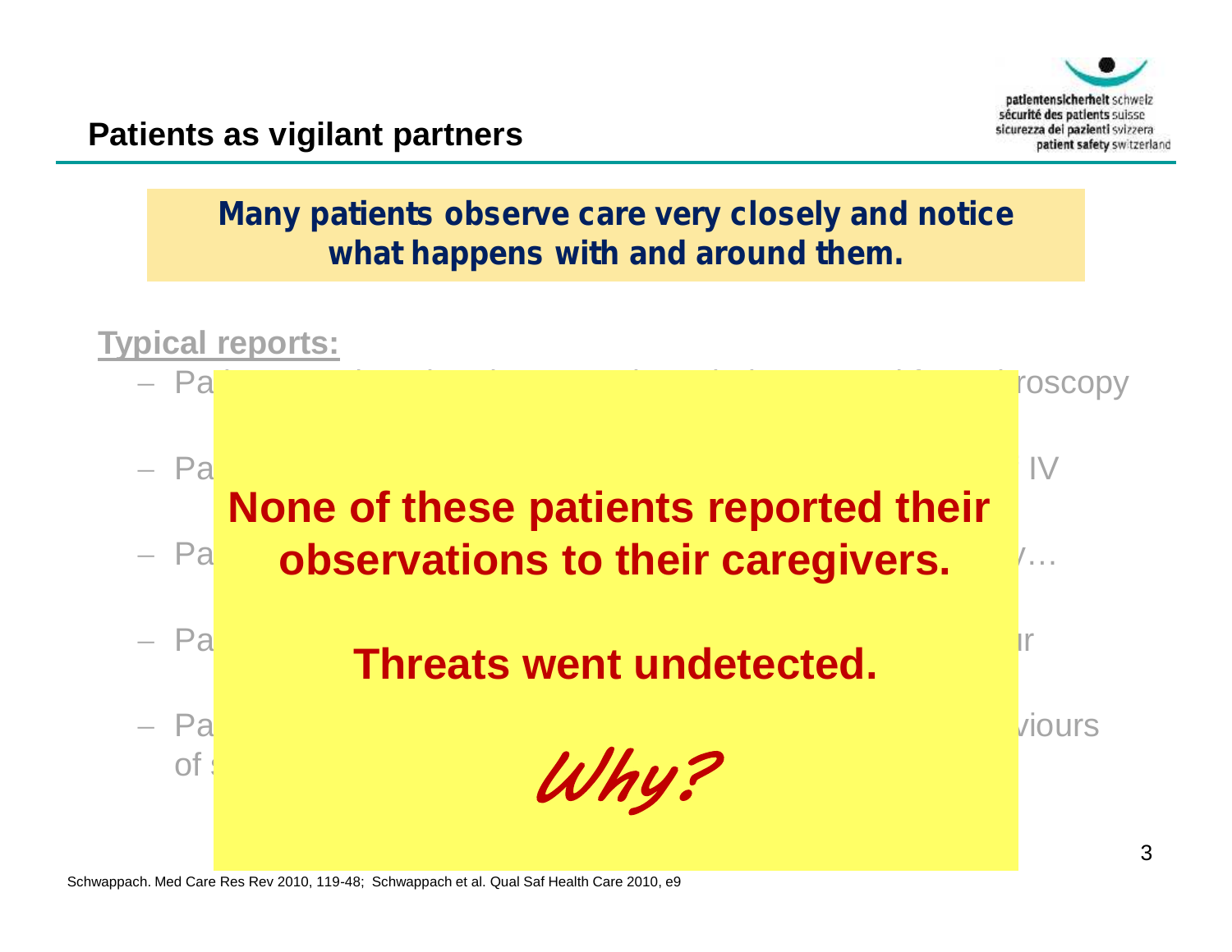## Patients as vigilant partners

patientensicherheit schweiz
sécurité des patients suisse
sicurezza dei pazienti svizzera
patient safety switzerland

**Many patients observe care very closely and notice what happens with and around them.**

**Typical reports:**

- Pa… roscopy
- Pa… IV
- Pa… …
- Pa… ır
- Pa… viours of …

**None of these patients reported their observations to their caregivers.**

**Threats went undetected.**

***Why?***

Schwappach. Med Care Res Rev 2010, 119-48; Schwappach et al. Qual Saf Health Care 2010, e9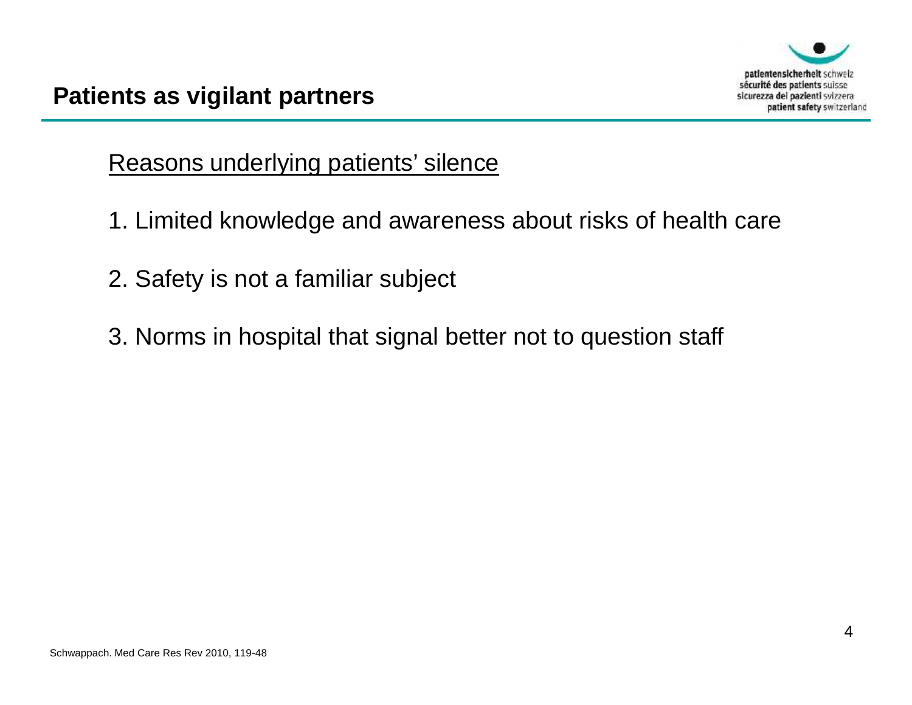## Patients as vigilant partners

Reasons underlying patients' silence

1. Limited knowledge and awareness about risks of health care
2. Safety is not a familiar subject
3. Norms in hospital that signal better not to question staff

Schwappach. Med Care Res Rev 2010, 119-48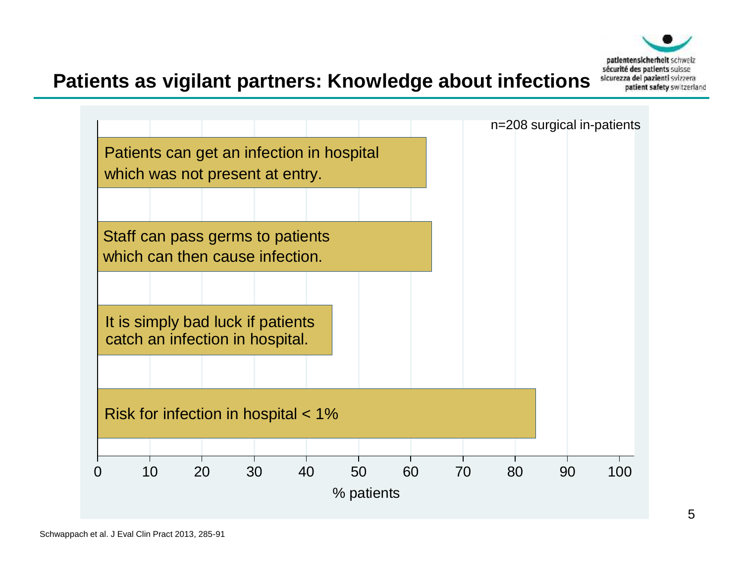# Patients as vigilant partners: Knowledge about infections

patientensicherheit schweiz
sécurité des patients suisse
sicurezza dei pazienti svizzera
patient safety switzerland

n=208 surgical in-patients

Patients can get an infection in hospital which was not present at entry.

Staff can pass germs to patients which can then cause infection.

It is simply bad luck if patients catch an infection in hospital.

Risk for infection in hospital < 1%

0 10 20 30 40 50 60 70 80 90 100

% patients

Schwappach et al. J Eval Clin Pract 2013, 285-91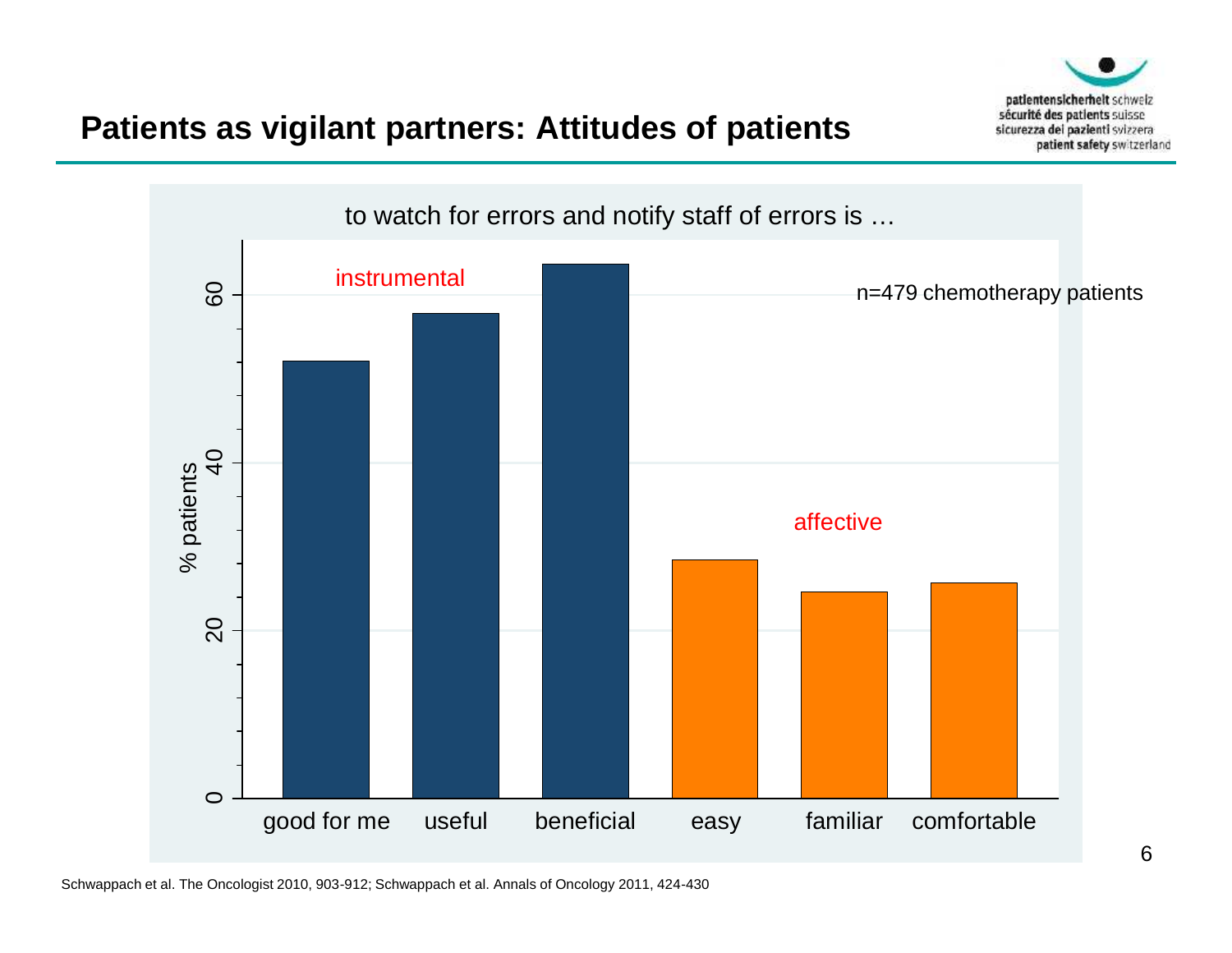# Patients as vigilant partners: Attitudes of patients

to watch for errors and notify staff of errors is …

n=479 chemotherapy patients

| | Attitude | % patients |
|---|---|---|
| instrumental | good for me | ~52 |
| | useful | ~58 |
| | beneficial | ~64 |
| affective | easy | ~28 |
| | familiar | ~25 |
| | comfortable | ~26 |

Schwappach et al. The Oncologist 2010, 903-912; Schwappach et al. Annals of Oncology 2011, 424-430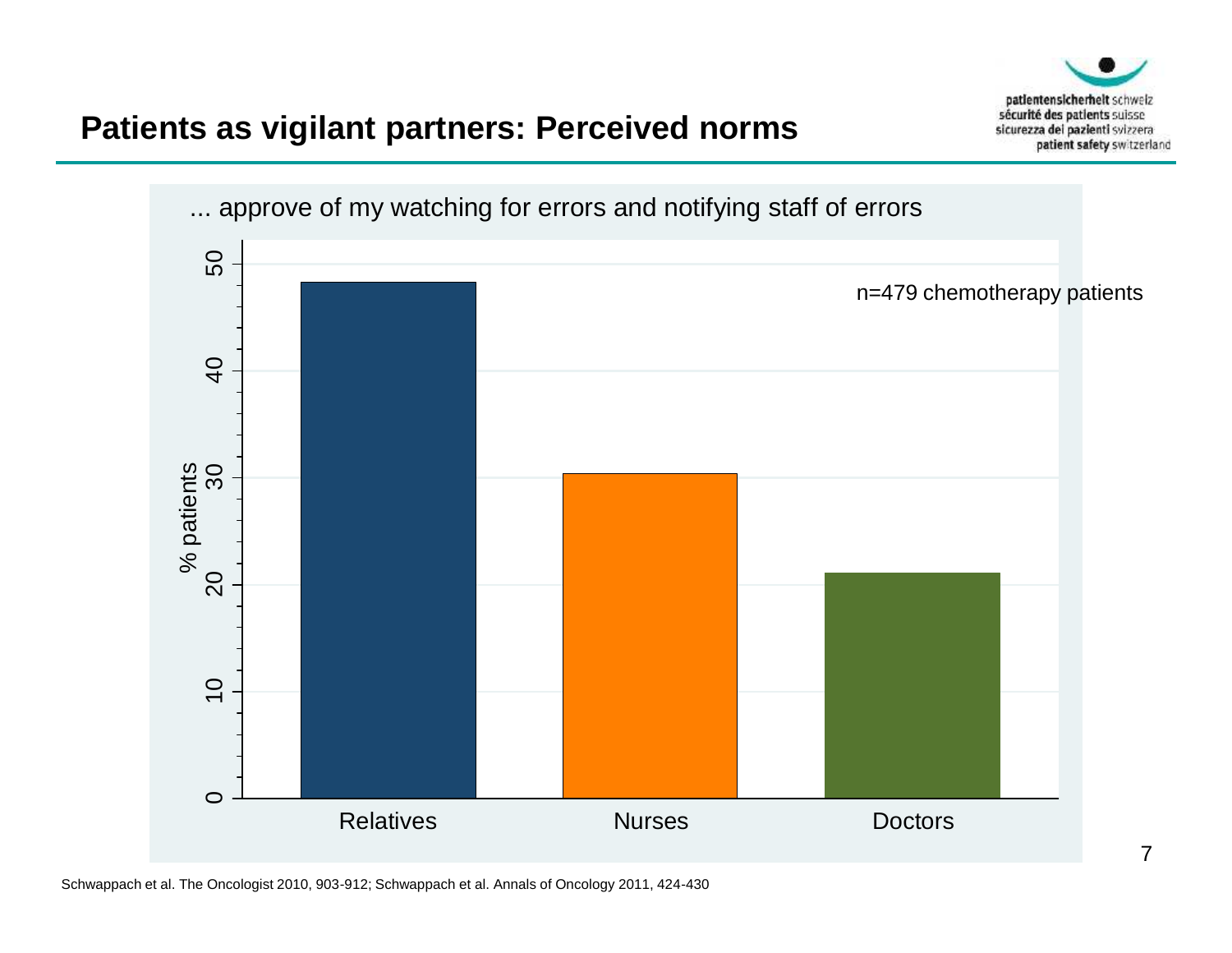# Patients as vigilant partners: Perceived norms

... approve of my watching for errors and notifying staff of errors

n=479 chemotherapy patients

% patients

0
10
20
30
40
50

Relatives
Nurses
Doctors

Schwappach et al. The Oncologist 2010, 903-912; Schwappach et al. Annals of Oncology 2011, 424-430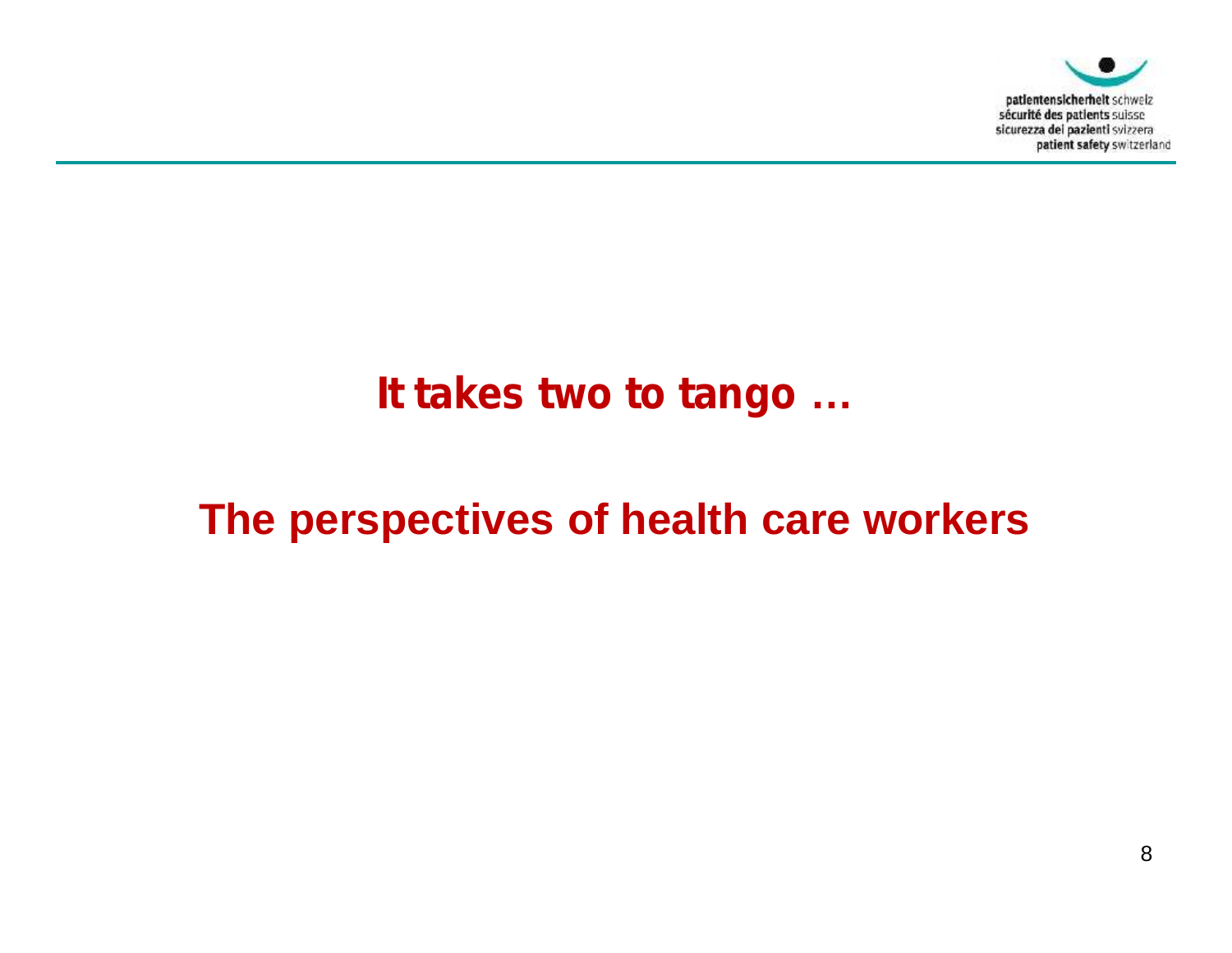# It takes two to tango …

## The perspectives of health care workers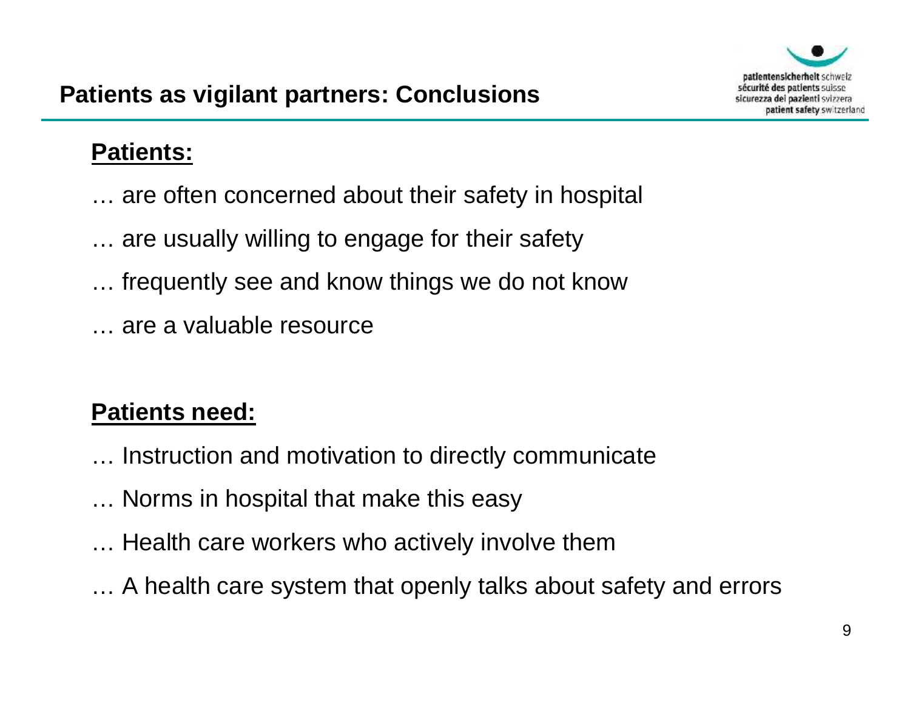## Patients as vigilant partners: Conclusions

**Patients:**

… are often concerned about their safety in hospital

… are usually willing to engage for their safety

… frequently see and know things we do not know

… are a valuable resource

**Patients need:**

… Instruction and motivation to directly communicate

… Norms in hospital that make this easy

… Health care workers who actively involve them

… A health care system that openly talks about safety and errors